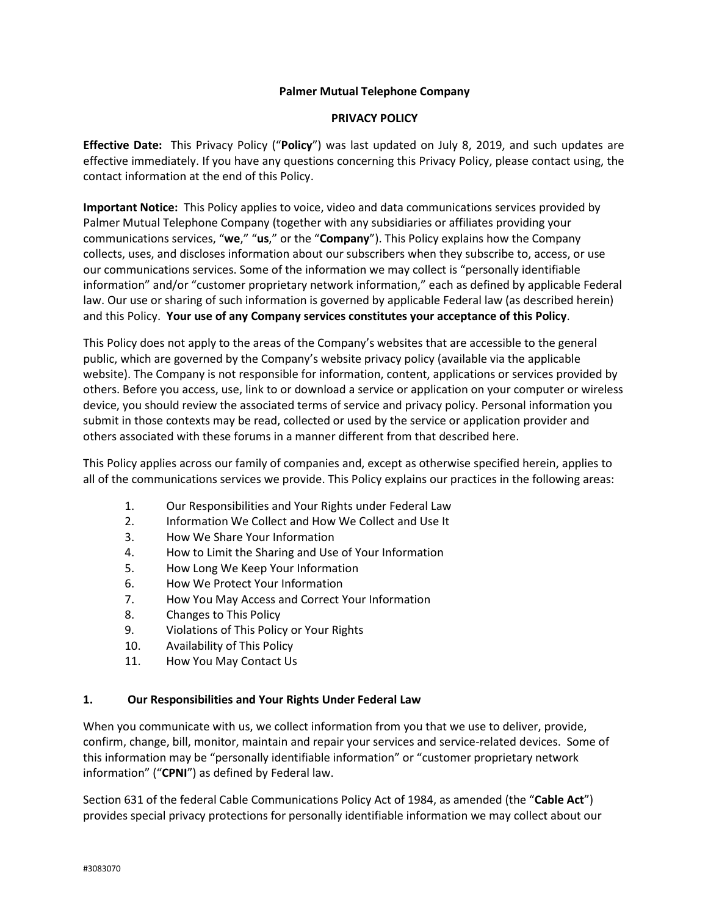**Palmer Mutual Telephone Company**

**PRIVACY POLICY**

**Effective Date:** This Privacy Policy ("**Policy**") was last updated on July 8, 2019, and such updates are effective immediately. If you have any questions concerning this Privacy Policy, please contact using, the contact information at the end of this Policy.

**Important Notice:** This Policy applies to voice, video and data communications services provided by Palmer Mutual Telephone Company (together with any subsidiaries or affiliates providing your communications services, "**we**," "**us**," or the "**Company**"). This Policy explains how the Company collects, uses, and discloses information about our subscribers when they subscribe to, access, or use our communications services. Some of the information we may collect is "personally identifiable information" and/or "customer proprietary network information," each as defined by applicable Federal law. Our use or sharing of such information is governed by applicable Federal law (as described herein) and this Policy. **Your use of any Company services constitutes your acceptance of this Policy**.

This Policy does not apply to the areas of the Company's websites that are accessible to the general public, which are governed by the Company's website privacy policy (available via the applicable website). The Company is not responsible for information, content, applications or services provided by others. Before you access, use, link to or download a service or application on your computer or wireless device, you should review the associated terms of service and privacy policy. Personal information you submit in those contexts may be read, collected or used by the service or application provider and others associated with these forums in a manner different from that described here.

This Policy applies across our family of companies and, except as otherwise specified herein, applies to all of the communications services we provide. This Policy explains our practices in the following areas:

1. Our Responsibilities and Your Rights under Federal Law
2. Information We Collect and How We Collect and Use It
3. How We Share Your Information
4. How to Limit the Sharing and Use of Your Information
5. How Long We Keep Your Information
6. How We Protect Your Information
7. How You May Access and Correct Your Information
8. Changes to This Policy
9. Violations of This Policy or Your Rights
10. Availability of This Policy
11. How You May Contact Us

## 1. Our Responsibilities and Your Rights Under Federal Law

When you communicate with us, we collect information from you that we use to deliver, provide, confirm, change, bill, monitor, maintain and repair your services and service-related devices. Some of this information may be "personally identifiable information" or "customer proprietary network information" ("**CPNI**") as defined by Federal law.

Section 631 of the federal Cable Communications Policy Act of 1984, as amended (the "**Cable Act**") provides special privacy protections for personally identifiable information we may collect about our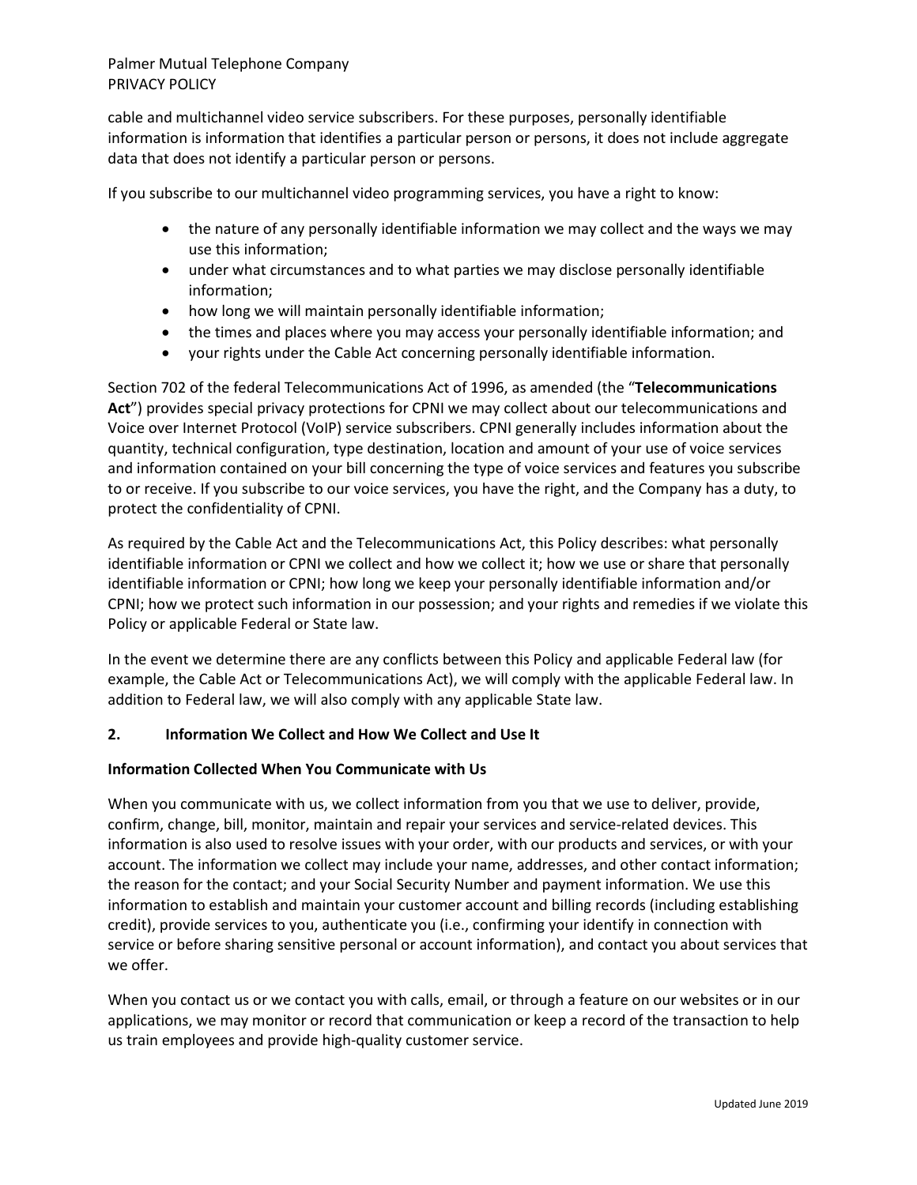cable and multichannel video service subscribers. For these purposes, personally identifiable information is information that identifies a particular person or persons, it does not include aggregate data that does not identify a particular person or persons.

If you subscribe to our multichannel video programming services, you have a right to know:

- the nature of any personally identifiable information we may collect and the ways we may use this information;
- under what circumstances and to what parties we may disclose personally identifiable information;
- how long we will maintain personally identifiable information;
- the times and places where you may access your personally identifiable information; and
- your rights under the Cable Act concerning personally identifiable information.

Section 702 of the federal Telecommunications Act of 1996, as amended (the "**Telecommunications Act**") provides special privacy protections for CPNI we may collect about our telecommunications and Voice over Internet Protocol (VoIP) service subscribers. CPNI generally includes information about the quantity, technical configuration, type destination, location and amount of your use of voice services and information contained on your bill concerning the type of voice services and features you subscribe to or receive. If you subscribe to our voice services, you have the right, and the Company has a duty, to protect the confidentiality of CPNI.

As required by the Cable Act and the Telecommunications Act, this Policy describes: what personally identifiable information or CPNI we collect and how we collect it; how we use or share that personally identifiable information or CPNI; how long we keep your personally identifiable information and/or CPNI; how we protect such information in our possession; and your rights and remedies if we violate this Policy or applicable Federal or State law.

In the event we determine there are any conflicts between this Policy and applicable Federal law (for example, the Cable Act or Telecommunications Act), we will comply with the applicable Federal law. In addition to Federal law, we will also comply with any applicable State law.

## 2. Information We Collect and How We Collect and Use It

### Information Collected When You Communicate with Us

When you communicate with us, we collect information from you that we use to deliver, provide, confirm, change, bill, monitor, maintain and repair your services and service-related devices. This information is also used to resolve issues with your order, with our products and services, or with your account. The information we collect may include your name, addresses, and other contact information; the reason for the contact; and your Social Security Number and payment information. We use this information to establish and maintain your customer account and billing records (including establishing credit), provide services to you, authenticate you (i.e., confirming your identify in connection with service or before sharing sensitive personal or account information), and contact you about services that we offer.

When you contact us or we contact you with calls, email, or through a feature on our websites or in our applications, we may monitor or record that communication or keep a record of the transaction to help us train employees and provide high-quality customer service.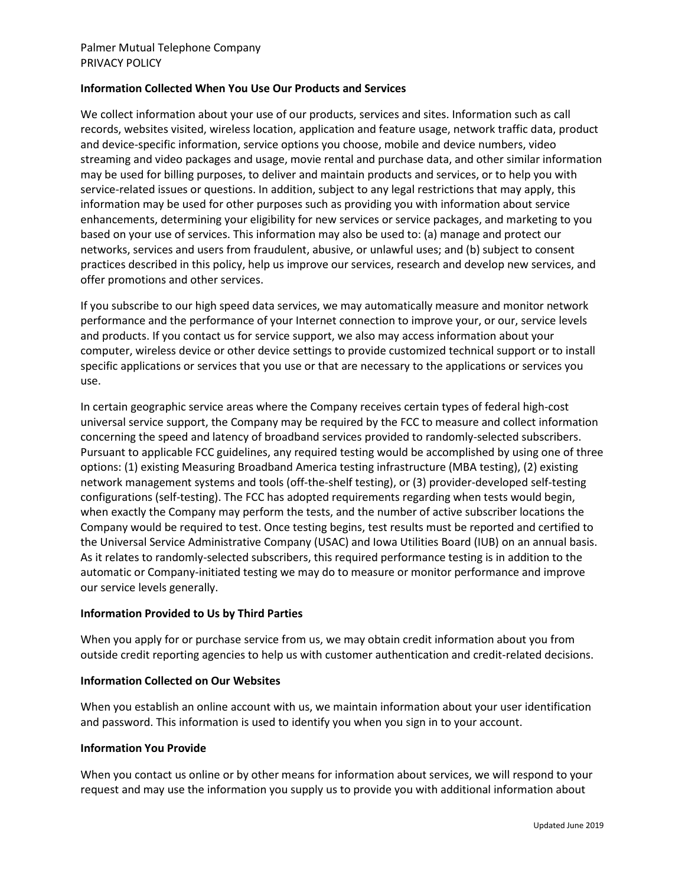Palmer Mutual Telephone Company
PRIVACY POLICY

**Information Collected When You Use Our Products and Services**

We collect information about your use of our products, services and sites. Information such as call records, websites visited, wireless location, application and feature usage, network traffic data, product and device-specific information, service options you choose, mobile and device numbers, video streaming and video packages and usage, movie rental and purchase data, and other similar information may be used for billing purposes, to deliver and maintain products and services, or to help you with service-related issues or questions. In addition, subject to any legal restrictions that may apply, this information may be used for other purposes such as providing you with information about service enhancements, determining your eligibility for new services or service packages, and marketing to you based on your use of services. This information may also be used to: (a) manage and protect our networks, services and users from fraudulent, abusive, or unlawful uses; and (b) subject to consent practices described in this policy, help us improve our services, research and develop new services, and offer promotions and other services.

If you subscribe to our high speed data services, we may automatically measure and monitor network performance and the performance of your Internet connection to improve your, or our, service levels and products. If you contact us for service support, we also may access information about your computer, wireless device or other device settings to provide customized technical support or to install specific applications or services that you use or that are necessary to the applications or services you use.

In certain geographic service areas where the Company receives certain types of federal high-cost universal service support, the Company may be required by the FCC to measure and collect information concerning the speed and latency of broadband services provided to randomly-selected subscribers. Pursuant to applicable FCC guidelines, any required testing would be accomplished by using one of three options: (1) existing Measuring Broadband America testing infrastructure (MBA testing), (2) existing network management systems and tools (off-the-shelf testing), or (3) provider-developed self-testing configurations (self-testing). The FCC has adopted requirements regarding when tests would begin, when exactly the Company may perform the tests, and the number of active subscriber locations the Company would be required to test. Once testing begins, test results must be reported and certified to the Universal Service Administrative Company (USAC) and Iowa Utilities Board (IUB) on an annual basis. As it relates to randomly-selected subscribers, this required performance testing is in addition to the automatic or Company-initiated testing we may do to measure or monitor performance and improve our service levels generally.

**Information Provided to Us by Third Parties**

When you apply for or purchase service from us, we may obtain credit information about you from outside credit reporting agencies to help us with customer authentication and credit-related decisions.

**Information Collected on Our Websites**

When you establish an online account with us, we maintain information about your user identification and password. This information is used to identify you when you sign in to your account.

**Information You Provide**

When you contact us online or by other means for information about services, we will respond to your request and may use the information you supply us to provide you with additional information about

Updated June 2019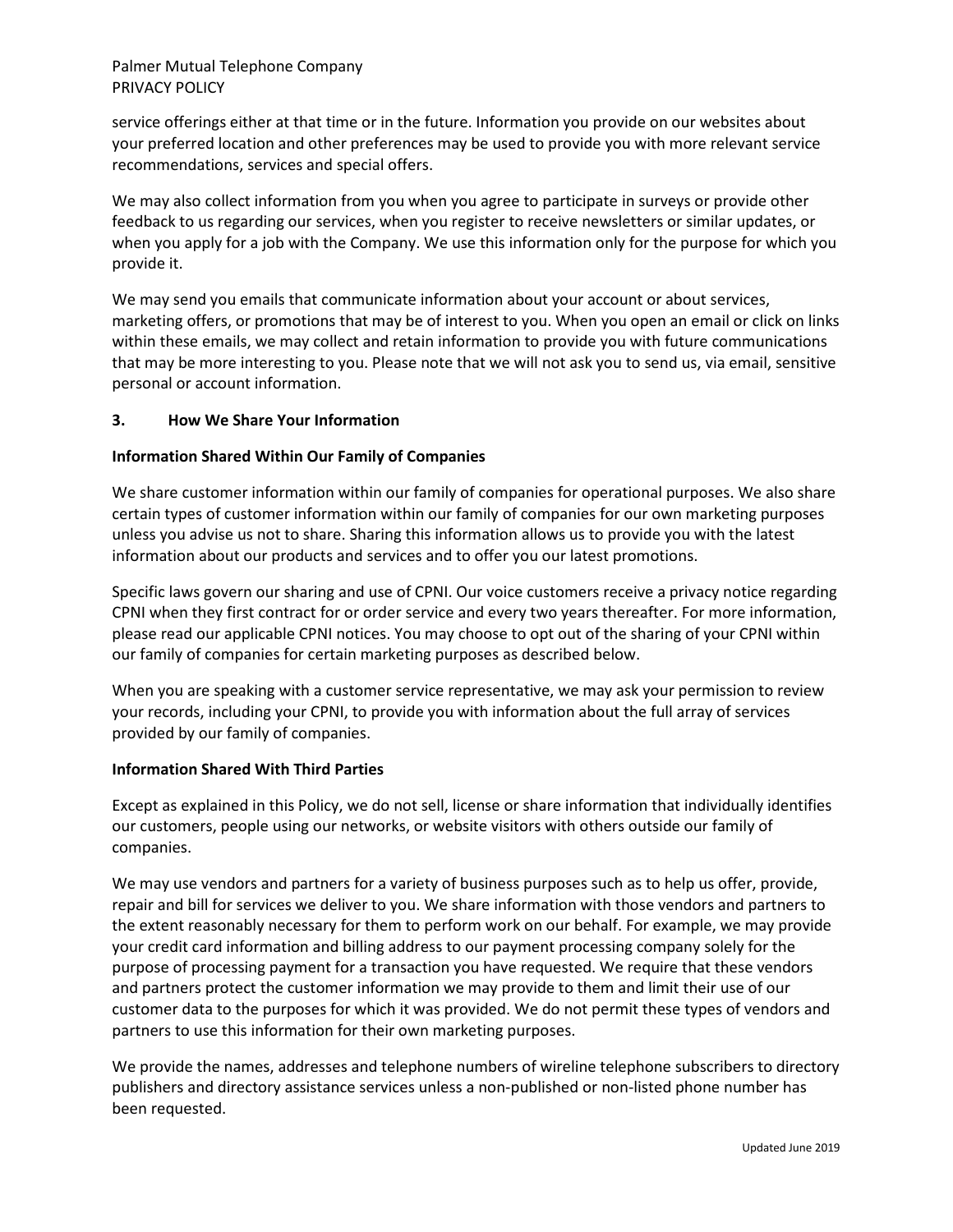service offerings either at that time or in the future. Information you provide on our websites about your preferred location and other preferences may be used to provide you with more relevant service recommendations, services and special offers.

We may also collect information from you when you agree to participate in surveys or provide other feedback to us regarding our services, when you register to receive newsletters or similar updates, or when you apply for a job with the Company. We use this information only for the purpose for which you provide it.

We may send you emails that communicate information about your account or about services, marketing offers, or promotions that may be of interest to you. When you open an email or click on links within these emails, we may collect and retain information to provide you with future communications that may be more interesting to you. Please note that we will not ask you to send us, via email, sensitive personal or account information.

## 3. How We Share Your Information

**Information Shared Within Our Family of Companies**

We share customer information within our family of companies for operational purposes. We also share certain types of customer information within our family of companies for our own marketing purposes unless you advise us not to share. Sharing this information allows us to provide you with the latest information about our products and services and to offer you our latest promotions.

Specific laws govern our sharing and use of CPNI. Our voice customers receive a privacy notice regarding CPNI when they first contract for or order service and every two years thereafter. For more information, please read our applicable CPNI notices. You may choose to opt out of the sharing of your CPNI within our family of companies for certain marketing purposes as described below.

When you are speaking with a customer service representative, we may ask your permission to review your records, including your CPNI, to provide you with information about the full array of services provided by our family of companies.

**Information Shared With Third Parties**

Except as explained in this Policy, we do not sell, license or share information that individually identifies our customers, people using our networks, or website visitors with others outside our family of companies.

We may use vendors and partners for a variety of business purposes such as to help us offer, provide, repair and bill for services we deliver to you. We share information with those vendors and partners to the extent reasonably necessary for them to perform work on our behalf. For example, we may provide your credit card information and billing address to our payment processing company solely for the purpose of processing payment for a transaction you have requested. We require that these vendors and partners protect the customer information we may provide to them and limit their use of our customer data to the purposes for which it was provided. We do not permit these types of vendors and partners to use this information for their own marketing purposes.

We provide the names, addresses and telephone numbers of wireline telephone subscribers to directory publishers and directory assistance services unless a non-published or non-listed phone number has been requested.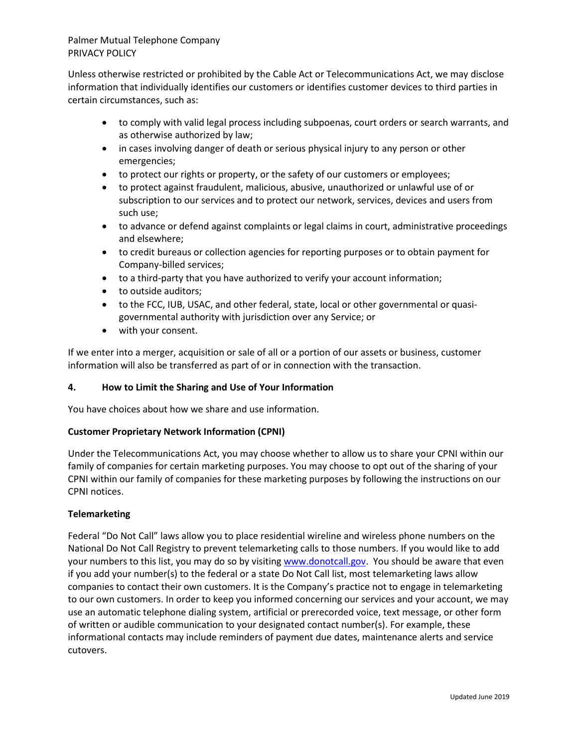Unless otherwise restricted or prohibited by the Cable Act or Telecommunications Act, we may disclose information that individually identifies our customers or identifies customer devices to third parties in certain circumstances, such as:

- to comply with valid legal process including subpoenas, court orders or search warrants, and as otherwise authorized by law;
- in cases involving danger of death or serious physical injury to any person or other emergencies;
- to protect our rights or property, or the safety of our customers or employees;
- to protect against fraudulent, malicious, abusive, unauthorized or unlawful use of or subscription to our services and to protect our network, services, devices and users from such use;
- to advance or defend against complaints or legal claims in court, administrative proceedings and elsewhere;
- to credit bureaus or collection agencies for reporting purposes or to obtain payment for Company-billed services;
- to a third-party that you have authorized to verify your account information;
- to outside auditors;
- to the FCC, IUB, USAC, and other federal, state, local or other governmental or quasi-governmental authority with jurisdiction over any Service; or
- with your consent.

If we enter into a merger, acquisition or sale of all or a portion of our assets or business, customer information will also be transferred as part of or in connection with the transaction.

## 4. How to Limit the Sharing and Use of Your Information

You have choices about how we share and use information.

**Customer Proprietary Network Information (CPNI)**

Under the Telecommunications Act, you may choose whether to allow us to share your CPNI within our family of companies for certain marketing purposes. You may choose to opt out of the sharing of your CPNI within our family of companies for these marketing purposes by following the instructions on our CPNI notices.

**Telemarketing**

Federal "Do Not Call" laws allow you to place residential wireline and wireless phone numbers on the National Do Not Call Registry to prevent telemarketing calls to those numbers. If you would like to add your numbers to this list, you may do so by visiting [www.donotcall.gov](http://www.donotcall.gov). You should be aware that even if you add your number(s) to the federal or a state Do Not Call list, most telemarketing laws allow companies to contact their own customers. It is the Company's practice not to engage in telemarketing to our own customers. In order to keep you informed concerning our services and your account, we may use an automatic telephone dialing system, artificial or prerecorded voice, text message, or other form of written or audible communication to your designated contact number(s). For example, these informational contacts may include reminders of payment due dates, maintenance alerts and service cutovers.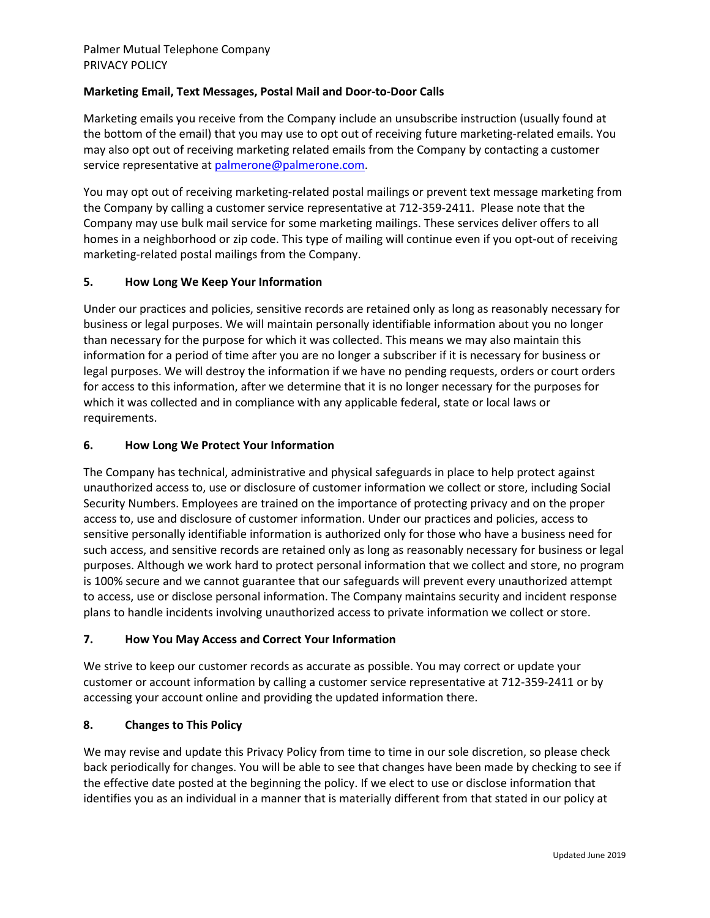**Marketing Email, Text Messages, Postal Mail and Door-to-Door Calls**

Marketing emails you receive from the Company include an unsubscribe instruction (usually found at the bottom of the email) that you may use to opt out of receiving future marketing-related emails. You may also opt out of receiving marketing related emails from the Company by contacting a customer service representative at palmerone@palmerone.com.

You may opt out of receiving marketing-related postal mailings or prevent text message marketing from the Company by calling a customer service representative at 712-359-2411. Please note that the Company may use bulk mail service for some marketing mailings. These services deliver offers to all homes in a neighborhood or zip code. This type of mailing will continue even if you opt-out of receiving marketing-related postal mailings from the Company.

## 5. How Long We Keep Your Information

Under our practices and policies, sensitive records are retained only as long as reasonably necessary for business or legal purposes. We will maintain personally identifiable information about you no longer than necessary for the purpose for which it was collected. This means we may also maintain this information for a period of time after you are no longer a subscriber if it is necessary for business or legal purposes. We will destroy the information if we have no pending requests, orders or court orders for access to this information, after we determine that it is no longer necessary for the purposes for which it was collected and in compliance with any applicable federal, state or local laws or requirements.

## 6. How Long We Protect Your Information

The Company has technical, administrative and physical safeguards in place to help protect against unauthorized access to, use or disclosure of customer information we collect or store, including Social Security Numbers. Employees are trained on the importance of protecting privacy and on the proper access to, use and disclosure of customer information. Under our practices and policies, access to sensitive personally identifiable information is authorized only for those who have a business need for such access, and sensitive records are retained only as long as reasonably necessary for business or legal purposes. Although we work hard to protect personal information that we collect and store, no program is 100% secure and we cannot guarantee that our safeguards will prevent every unauthorized attempt to access, use or disclose personal information. The Company maintains security and incident response plans to handle incidents involving unauthorized access to private information we collect or store.

## 7. How You May Access and Correct Your Information

We strive to keep our customer records as accurate as possible. You may correct or update your customer or account information by calling a customer service representative at 712-359-2411 or by accessing your account online and providing the updated information there.

## 8. Changes to This Policy

We may revise and update this Privacy Policy from time to time in our sole discretion, so please check back periodically for changes. You will be able to see that changes have been made by checking to see if the effective date posted at the beginning the policy. If we elect to use or disclose information that identifies you as an individual in a manner that is materially different from that stated in our policy at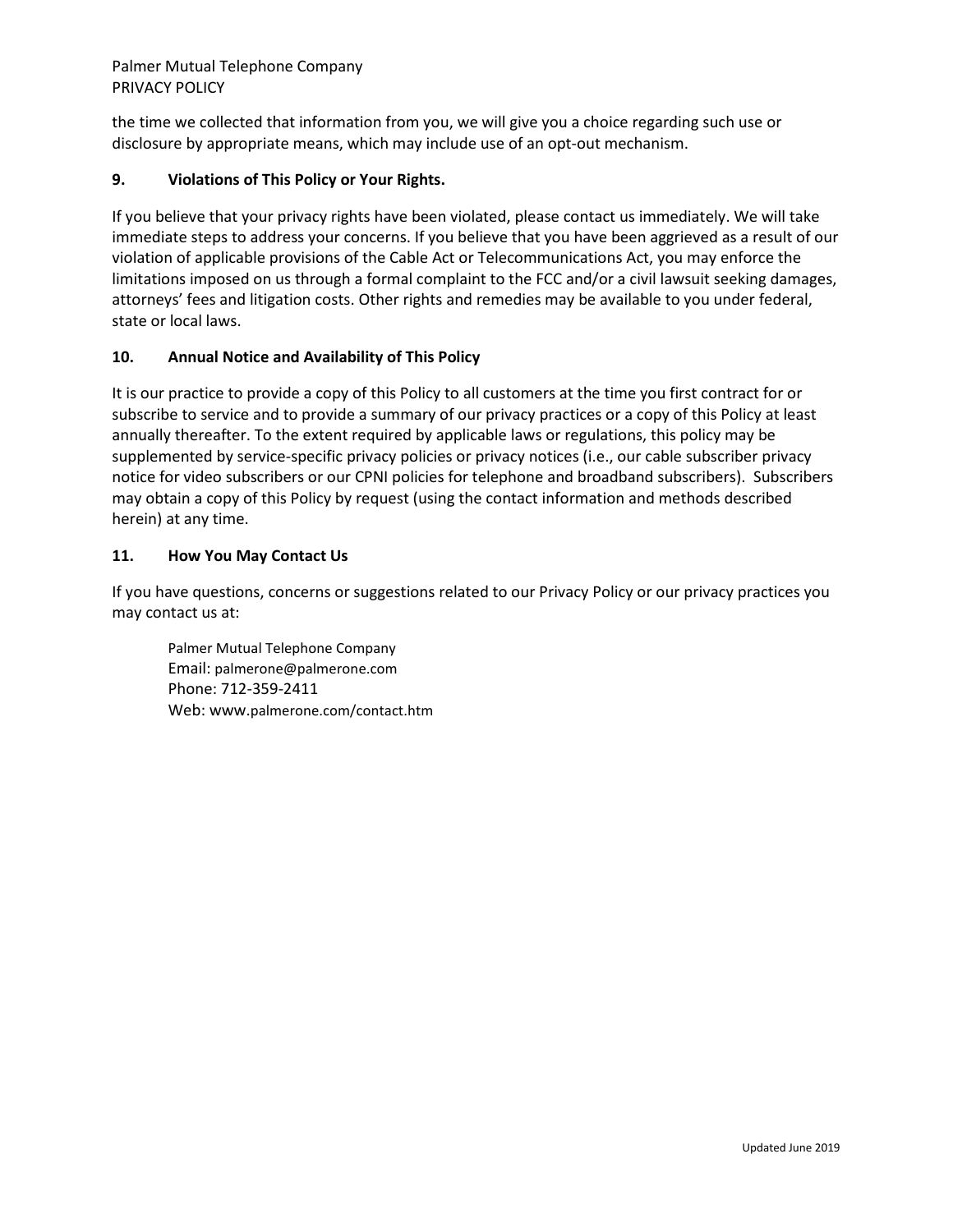the time we collected that information from you, we will give you a choice regarding such use or disclosure by appropriate means, which may include use of an opt-out mechanism.

## 9. Violations of This Policy or Your Rights.

If you believe that your privacy rights have been violated, please contact us immediately. We will take immediate steps to address your concerns. If you believe that you have been aggrieved as a result of our violation of applicable provisions of the Cable Act or Telecommunications Act, you may enforce the limitations imposed on us through a formal complaint to the FCC and/or a civil lawsuit seeking damages, attorneys' fees and litigation costs. Other rights and remedies may be available to you under federal, state or local laws.

## 10. Annual Notice and Availability of This Policy

It is our practice to provide a copy of this Policy to all customers at the time you first contract for or subscribe to service and to provide a summary of our privacy practices or a copy of this Policy at least annually thereafter. To the extent required by applicable laws or regulations, this policy may be supplemented by service-specific privacy policies or privacy notices (i.e., our cable subscriber privacy notice for video subscribers or our CPNI policies for telephone and broadband subscribers). Subscribers may obtain a copy of this Policy by request (using the contact information and methods described herein) at any time.

## 11. How You May Contact Us

If you have questions, concerns or suggestions related to our Privacy Policy or our privacy practices you may contact us at:

Palmer Mutual Telephone Company
Email: palmerone@palmerone.com
Phone: 712-359-2411
Web: www.palmerone.com/contact.htm

Updated June 2019